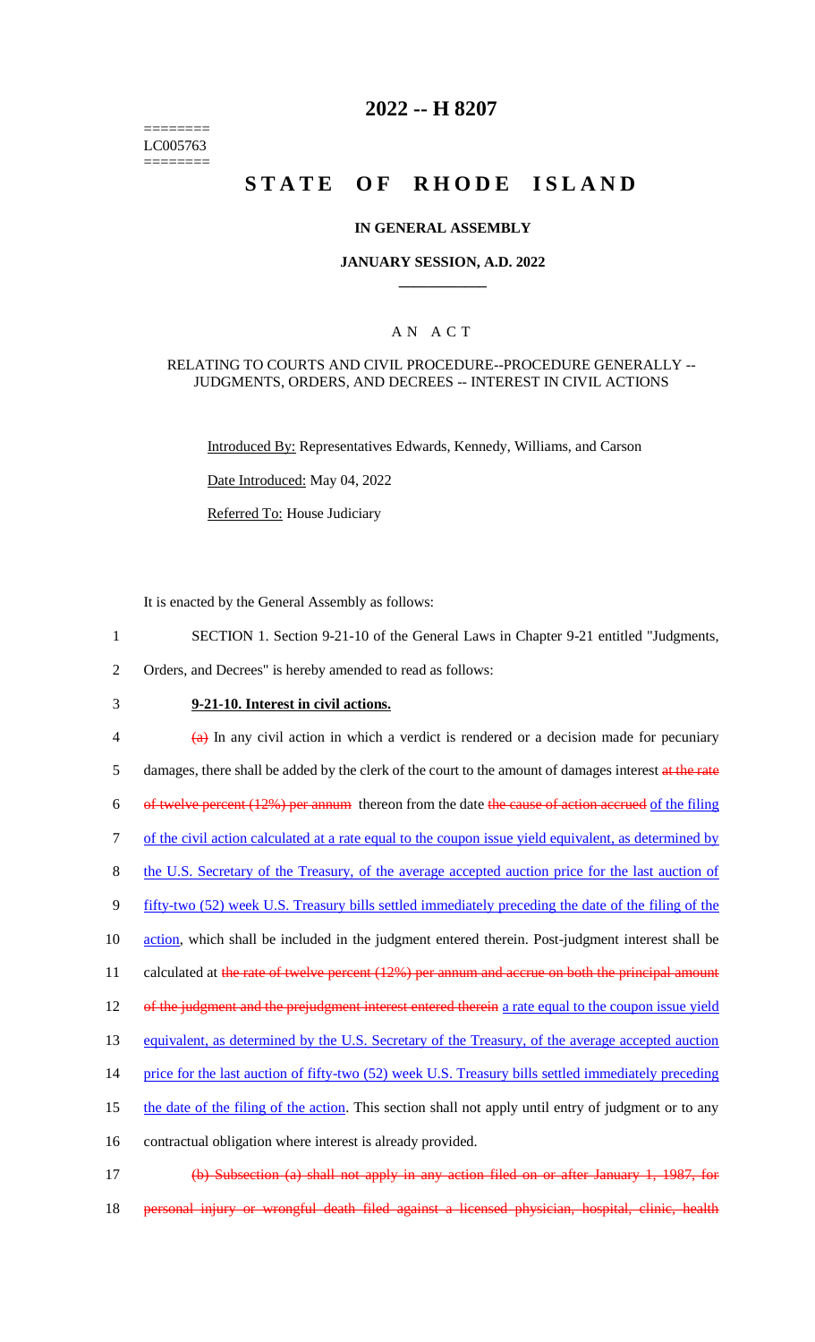========
LC005763
========

# 2022 -- H 8207

# STATE OF RHODE ISLAND

### IN GENERAL ASSEMBLY

### JANUARY SESSION, A.D. 2022

## A N A C T

### RELATING TO COURTS AND CIVIL PROCEDURE--PROCEDURE GENERALLY -- JUDGMENTS, ORDERS, AND DECREES -- INTEREST IN CIVIL ACTIONS

Introduced By: Representatives Edwards, Kennedy, Williams, and Carson

Date Introduced: May 04, 2022

Referred To: House Judiciary

It is enacted by the General Assembly as follows:

1 SECTION 1. Section 9-21-10 of the General Laws in Chapter 9-21 entitled "Judgments,
2 Orders, and Decrees" is hereby amended to read as follows:

3 **9-21-10. Interest in civil actions.**

4 ~~(a)~~ In any civil action in which a verdict is rendered or a decision made for pecuniary
5 damages, there shall be added by the clerk of the court to the amount of damages interest ~~at the rate~~
6 ~~of twelve percent (12%) per annum~~ thereon from the date ~~the cause of action accrued~~ of the filing
7 of the civil action calculated at a rate equal to the coupon issue yield equivalent, as determined by
8 the U.S. Secretary of the Treasury, of the average accepted auction price for the last auction of
9 fifty-two (52) week U.S. Treasury bills settled immediately preceding the date of the filing of the
10 action, which shall be included in the judgment entered therein. Post-judgment interest shall be
11 calculated at ~~the rate of twelve percent (12%) per annum and accrue on both the principal amount~~
12 ~~of the judgment and the prejudgment interest entered therein~~ a rate equal to the coupon issue yield
13 equivalent, as determined by the U.S. Secretary of the Treasury, of the average accepted auction
14 price for the last auction of fifty-two (52) week U.S. Treasury bills settled immediately preceding
15 the date of the filing of the action. This section shall not apply until entry of judgment or to any
16 contractual obligation where interest is already provided.

17 ~~(b) Subsection (a) shall not apply in any action filed on or after January 1, 1987, for~~
18 ~~personal injury or wrongful death filed against a licensed physician, hospital, clinic, health~~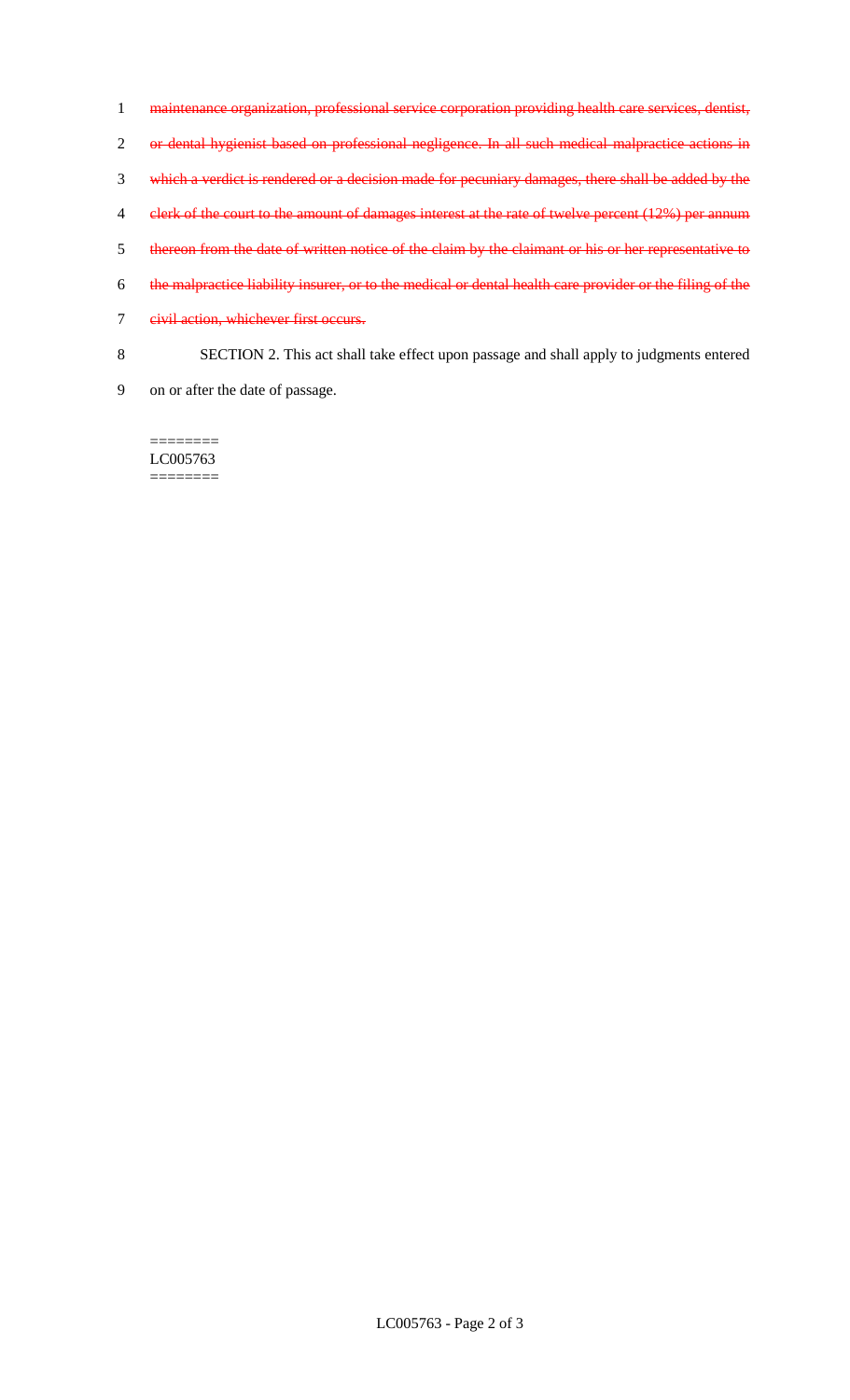~~maintenance organization, professional service corporation providing health care services, dentist, or dental hygienist based on professional negligence. In all such medical malpractice actions in which a verdict is rendered or a decision made for pecuniary damages, there shall be added by the clerk of the court to the amount of damages interest at the rate of twelve percent (12%) per annum thereon from the date of written notice of the claim by the claimant or his or her representative to the malpractice liability insurer, or to the medical or dental health care provider or the filing of the civil action, whichever first occurs.~~

SECTION 2. This act shall take effect upon passage and shall apply to judgments entered on or after the date of passage.

========
LC005763
========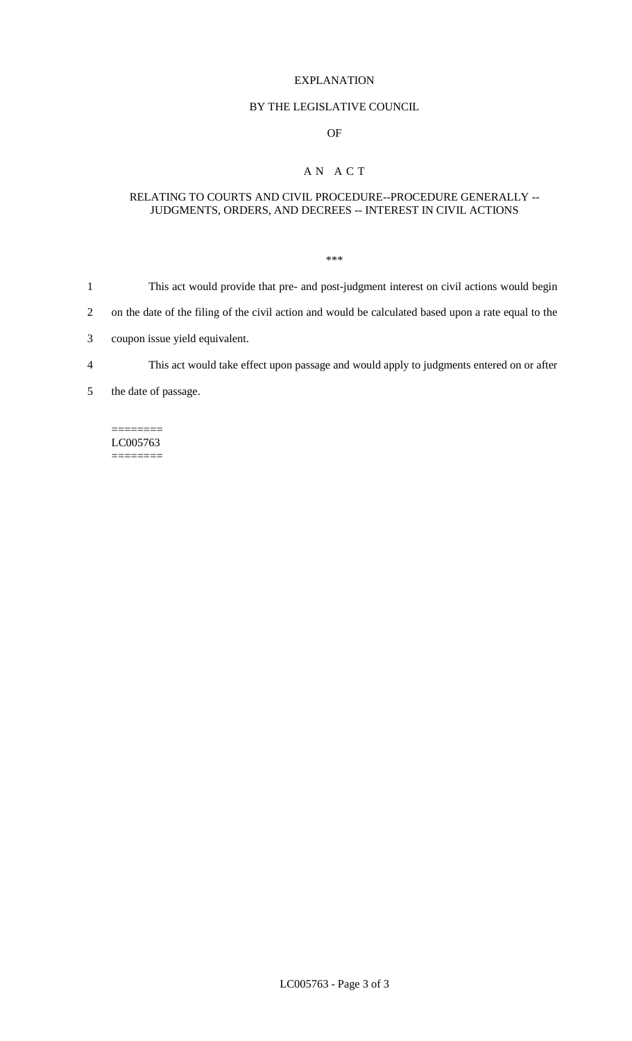EXPLANATION

BY THE LEGISLATIVE COUNCIL

OF

# A N A C T

RELATING TO COURTS AND CIVIL PROCEDURE--PROCEDURE GENERALLY -- JUDGMENTS, ORDERS, AND DECREES -- INTEREST IN CIVIL ACTIONS

\*\*\*

1 This act would provide that pre- and post-judgment interest on civil actions would begin
2 on the date of the filing of the civil action and would be calculated based upon a rate equal to the
3 coupon issue yield equivalent.
4 This act would take effect upon passage and would apply to judgments entered on or after
5 the date of passage.

========
LC005763
========